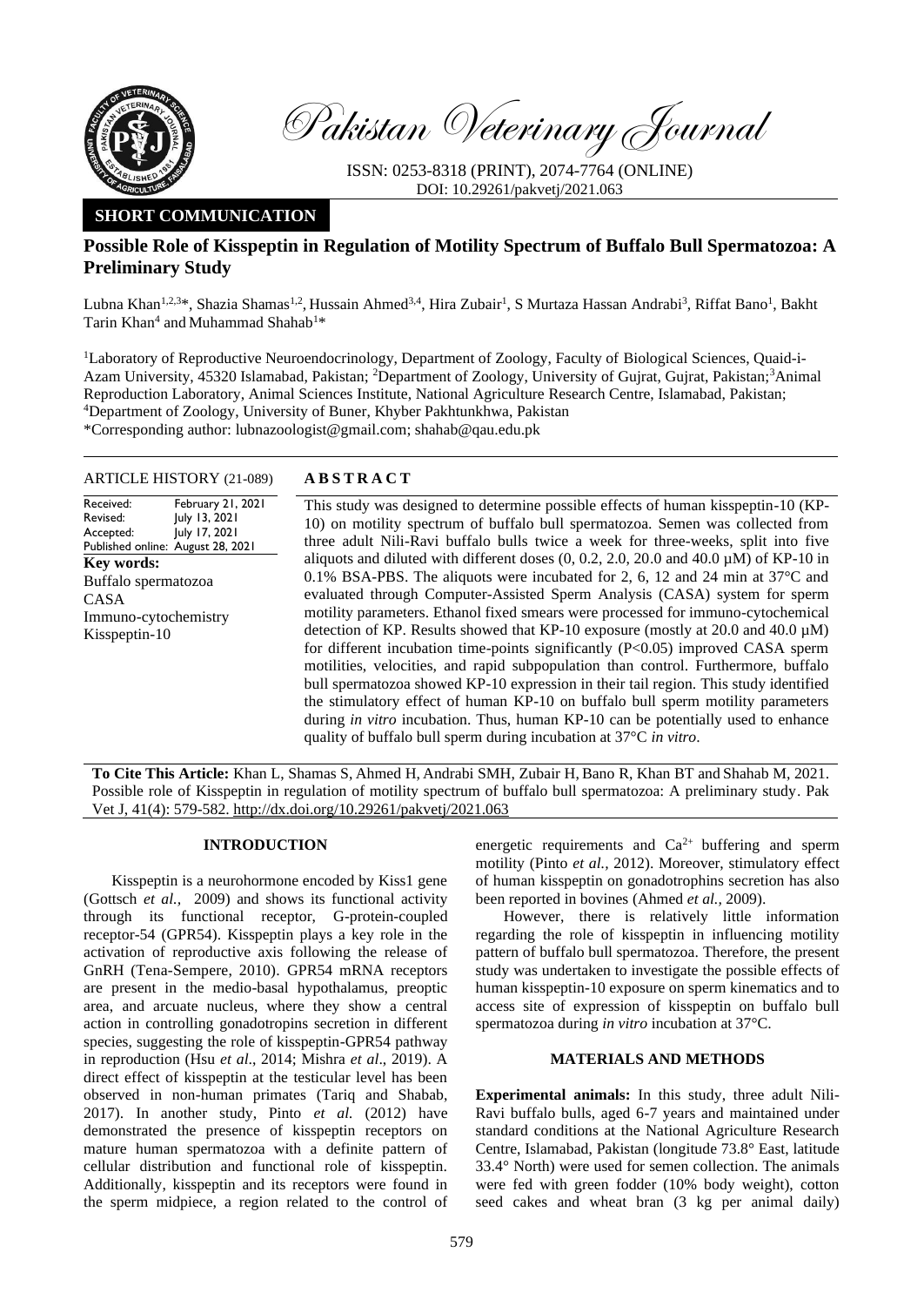Pakistan Veterinary Journal

ISSN: 0253-8318 (PRINT), 2074-7764 (ONLINE)
DOI: 10.29261/pakvetj/2021.063

**SHORT COMMUNICATION**

# Possible Role of Kisspeptin in Regulation of Motility Spectrum of Buffalo Bull Spermatozoa: A Preliminary Study

Lubna Khan[1,2,3]*, Shazia Shamas[1,2], Hussain Ahmed[3,4], Hira Zubair[1], S Murtaza Hassan Andrabi[3], Riffat Bano[1], Bakht Tarin Khan[4] and Muhammad Shahab[1]*

[1]Laboratory of Reproductive Neuroendocrinology, Department of Zoology, Faculty of Biological Sciences, Quaid-i-Azam University, 45320 Islamabad, Pakistan; [2]Department of Zoology, University of Gujrat, Gujrat, Pakistan;[3]Animal Reproduction Laboratory, Animal Sciences Institute, National Agriculture Research Centre, Islamabad, Pakistan; [4]Department of Zoology, University of Buner, Khyber Pakhtunkhwa, Pakistan

*Corresponding author: lubnazoologist@gmail.com; shahab@qau.edu.pk

**ARTICLE HISTORY** (21-089)

Received: February 21, 2021
Revised: July 13, 2021
Accepted: July 17, 2021
Published online: August 28, 2021

**Key words:**
Buffalo spermatozoa
CASA
Immuno-cytochemistry
Kisspeptin-10

## ABSTRACT

This study was designed to determine possible effects of human kisspeptin-10 (KP-10) on motility spectrum of buffalo bull spermatozoa. Semen was collected from three adult Nili-Ravi buffalo bulls twice a week for three-weeks, split into five aliquots and diluted with different doses (0, 0.2, 2.0, 20.0 and 40.0 µM) of KP-10 in 0.1% BSA-PBS. The aliquots were incubated for 2, 6, 12 and 24 min at 37°C and evaluated through Computer-Assisted Sperm Analysis (CASA) system for sperm motility parameters. Ethanol fixed smears were processed for immuno-cytochemical detection of KP. Results showed that KP-10 exposure (mostly at 20.0 and 40.0 µM) for different incubation time-points significantly ($P<0.05$) improved CASA sperm motilities, velocities, and rapid subpopulation than control. Furthermore, buffalo bull spermatozoa showed KP-10 expression in their tail region. This study identified the stimulatory effect of human KP-10 on buffalo bull sperm motility parameters during *in vitro* incubation. Thus, human KP-10 can be potentially used to enhance quality of buffalo bull sperm during incubation at 37°C *in vitro*.

**To Cite This Article:** Khan L, Shamas S, Ahmed H, Andrabi SMH, Zubair H, Bano R, Khan BT and Shahab M, 2021. Possible role of Kisspeptin in regulation of motility spectrum of buffalo bull spermatozoa: A preliminary study. Pak Vet J, 41(4): 579-582. http://dx.doi.org/10.29261/pakvetj/2021.063

## INTRODUCTION

Kisspeptin is a neurohormone encoded by Kiss1 gene (Gottsch *et al.,* 2009) and shows its functional activity through its functional receptor, G-protein-coupled receptor-54 (GPR54). Kisspeptin plays a key role in the activation of reproductive axis following the release of GnRH (Tena-Sempere, 2010). GPR54 mRNA receptors are present in the medio-basal hypothalamus, preoptic area, and arcuate nucleus, where they show a central action in controlling gonadotropins secretion in different species, suggesting the role of kisspeptin-GPR54 pathway in reproduction (Hsu *et al*., 2014; Mishra *et al*., 2019). A direct effect of kisspeptin at the testicular level has been observed in non-human primates (Tariq and Shabab, 2017). In another study, Pinto *et al.* (2012) have demonstrated the presence of kisspeptin receptors on mature human spermatozoa with a definite pattern of cellular distribution and functional role of kisspeptin. Additionally, kisspeptin and its receptors were found in the sperm midpiece, a region related to the control of energetic requirements and $Ca^{2+}$ buffering and sperm motility (Pinto *et al.,* 2012). Moreover, stimulatory effect of human kisspeptin on gonadotrophins secretion has also been reported in bovines (Ahmed *et al.,* 2009).

However, there is relatively little information regarding the role of kisspeptin in influencing motility pattern of buffalo bull spermatozoa. Therefore, the present study was undertaken to investigate the possible effects of human kisspeptin-10 exposure on sperm kinematics and to access site of expression of kisspeptin on buffalo bull spermatozoa during *in vitro* incubation at 37°C.

## MATERIALS AND METHODS

**Experimental animals:** In this study, three adult Nili-Ravi buffalo bulls, aged 6-7 years and maintained under standard conditions at the National Agriculture Research Centre, Islamabad, Pakistan (longitude 73.8° East, latitude 33.4° North) were used for semen collection. The animals were fed with green fodder (10% body weight), cotton seed cakes and wheat bran (3 kg per animal daily)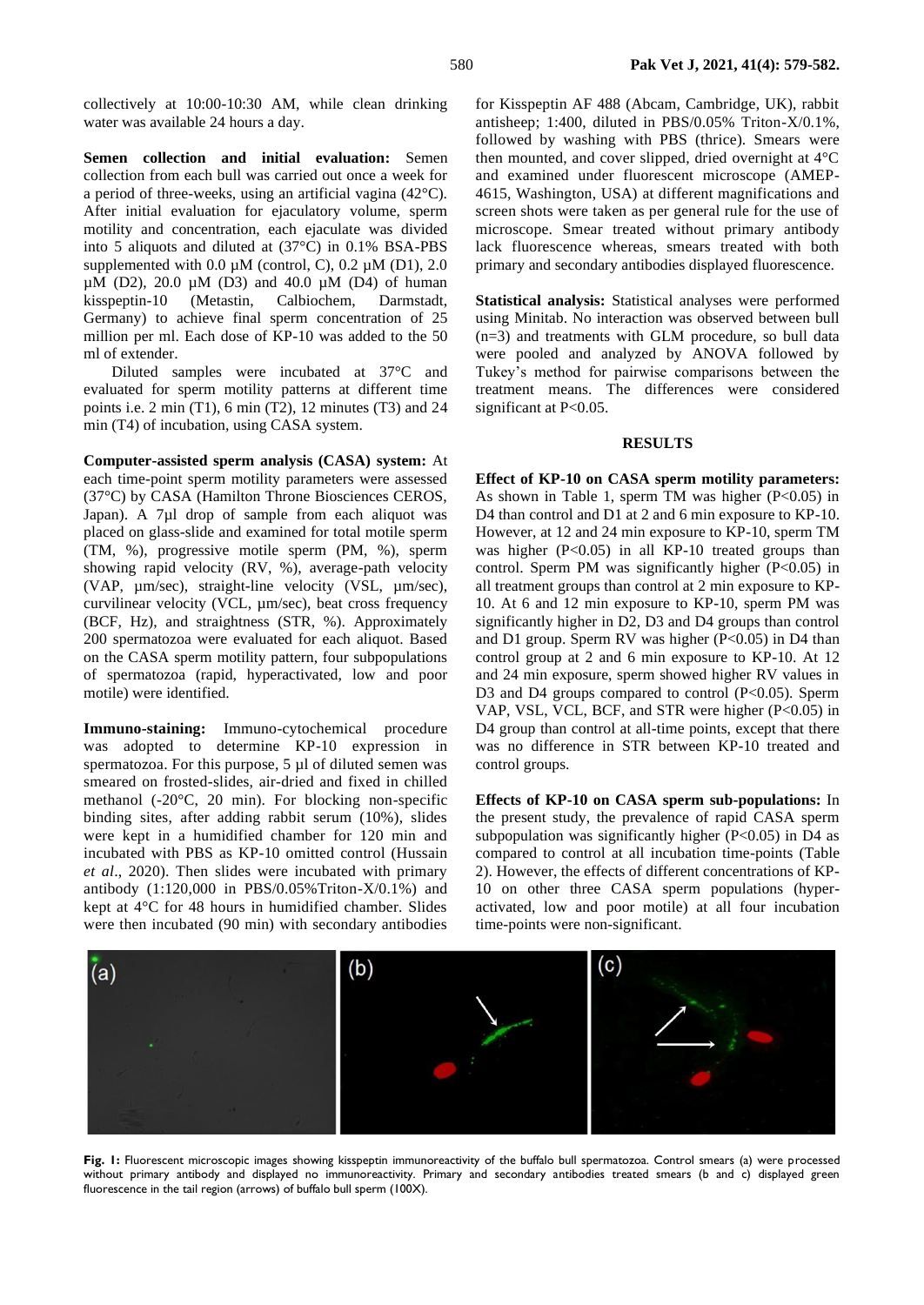collectively at 10:00-10:30 AM, while clean drinking water was available 24 hours a day.

**Semen collection and initial evaluation:** Semen collection from each bull was carried out once a week for a period of three-weeks, using an artificial vagina (42°C). After initial evaluation for ejaculatory volume, sperm motility and concentration, each ejaculate was divided into 5 aliquots and diluted at (37°C) in 0.1% BSA-PBS supplemented with 0.0 µM (control, C), 0.2 µM (D1), 2.0 µM (D2), 20.0 µM (D3) and 40.0 µM (D4) of human kisspeptin-10 (Metastin, Calbiochem, Darmstadt, Germany) to achieve final sperm concentration of 25 million per ml. Each dose of KP-10 was added to the 50 ml of extender.

Diluted samples were incubated at 37°C and evaluated for sperm motility patterns at different time points i.e. 2 min (T1), 6 min (T2), 12 minutes (T3) and 24 min (T4) of incubation, using CASA system.

**Computer-assisted sperm analysis (CASA) system:** At each time-point sperm motility parameters were assessed (37°C) by CASA (Hamilton Throne Biosciences CEROS, Japan). A 7µl drop of sample from each aliquot was placed on glass-slide and examined for total motile sperm (TM, %), progressive motile sperm (PM, %), sperm showing rapid velocity (RV, %), average-path velocity (VAP, µm/sec), straight-line velocity (VSL, µm/sec), curvilinear velocity (VCL, µm/sec), beat cross frequency (BCF, Hz), and straightness (STR, %). Approximately 200 spermatozoa were evaluated for each aliquot. Based on the CASA sperm motility pattern, four subpopulations of spermatozoa (rapid, hyperactivated, low and poor motile) were identified.

**Immuno-staining:** Immuno-cytochemical procedure was adopted to determine KP-10 expression in spermatozoa. For this purpose, 5 µl of diluted semen was smeared on frosted-slides, air-dried and fixed in chilled methanol (-20°C, 20 min). For blocking non-specific binding sites, after adding rabbit serum (10%), slides were kept in a humidified chamber for 120 min and incubated with PBS as KP-10 omitted control (Hussain *et al*., 2020). Then slides were incubated with primary antibody (1:120,000 in PBS/0.05%Triton-X/0.1%) and kept at 4°C for 48 hours in humidified chamber. Slides were then incubated (90 min) with secondary antibodies for Kisspeptin AF 488 (Abcam, Cambridge, UK), rabbit antisheep; 1:400, diluted in PBS/0.05% Triton-X/0.1%, followed by washing with PBS (thrice). Smears were then mounted, and cover slipped, dried overnight at 4°C and examined under fluorescent microscope (AMEP-4615, Washington, USA) at different magnifications and screen shots were taken as per general rule for the use of microscope. Smear treated without primary antibody lack fluorescence whereas, smears treated with both primary and secondary antibodies displayed fluorescence.

**Statistical analysis:** Statistical analyses were performed using Minitab. No interaction was observed between bull (n=3) and treatments with GLM procedure, so bull data were pooled and analyzed by ANOVA followed by Tukey's method for pairwise comparisons between the treatment means. The differences were considered significant at P<0.05.

## RESULTS

**Effect of KP-10 on CASA sperm motility parameters:** As shown in Table 1, sperm TM was higher (P<0.05) in D4 than control and D1 at 2 and 6 min exposure to KP-10. However, at 12 and 24 min exposure to KP-10, sperm TM was higher (P<0.05) in all KP-10 treated groups than control. Sperm PM was significantly higher (P<0.05) in all treatment groups than control at 2 min exposure to KP-10. At 6 and 12 min exposure to KP-10, sperm PM was significantly higher in D2, D3 and D4 groups than control and D1 group. Sperm RV was higher (P<0.05) in D4 than control group at 2 and 6 min exposure to KP-10. At 12 and 24 min exposure, sperm showed higher RV values in D3 and D4 groups compared to control (P<0.05). Sperm VAP, VSL, VCL, BCF, and STR were higher (P<0.05) in D4 group than control at all-time points, except that there was no difference in STR between KP-10 treated and control groups.

**Effects of KP-10 on CASA sperm sub-populations:** In the present study, the prevalence of rapid CASA sperm subpopulation was significantly higher (P<0.05) in D4 as compared to control at all incubation time-points (Table 2). However, the effects of different concentrations of KP-10 on other three CASA sperm populations (hyper-activated, low and poor motile) at all four incubation time-points were non-significant.

**Fig. 1:** Fluorescent microscopic images showing kisspeptin immunoreactivity of the buffalo bull spermatozoa. Control smears (a) were processed without primary antibody and displayed no immunoreactivity. Primary and secondary antibodies treated smears (b and c) displayed green fluorescence in the tail region (arrows) of buffalo bull sperm (100X).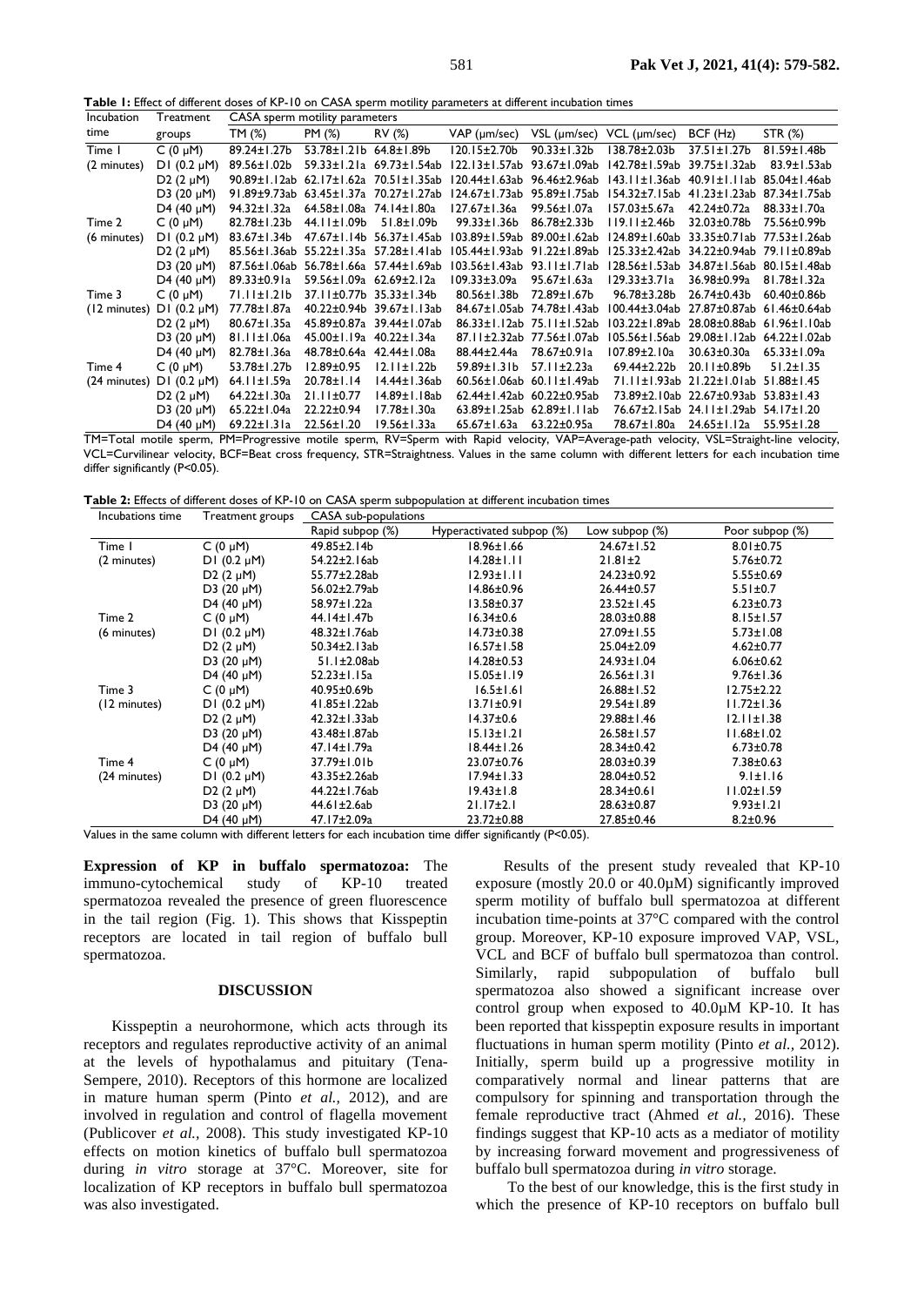**Table 1:** Effect of different doses of KP-10 on CASA sperm motility parameters at different incubation times

| Incubation time | Treatment groups | CASA sperm motility parameters | | | | | | | |
|---|---|---|---|---|---|---|---|---|---|
| | | TM (%) | PM (%) | RV (%) | VAP (µm/sec) | VSL (µm/sec) | VCL (µm/sec) | BCF (Hz) | STR (%) |
| Time 1 | C (0 µM) | 89.24±1.27b | 53.78±1.21b | 64.8±1.89b | 120.15±2.70b | 90.33±1.32b | 138.78±2.03b | 37.51±1.27b | 81.59±1.48b |
| (2 minutes) | D1 (0.2 µM) | 89.56±1.02b | 59.33±1.21a | 69.73±1.54ab | 122.13±1.57ab | 93.67±1.09ab | 142.78±1.59ab | 39.75±1.32ab | 83.9±1.53ab |
| | D2 (2 µM) | 90.89±1.12ab | 62.17±1.62a | 70.51±1.35ab | 120.44±1.63ab | 96.46±2.96ab | 143.11±1.36ab | 40.91±1.11ab | 85.04±1.46ab |
| | D3 (20 µM) | 91.89±9.73ab | 63.45±1.37a | 70.27±1.27ab | 124.67±1.73ab | 95.89±1.75ab | 154.32±7.15ab | 41.23±1.23ab | 87.34±1.75ab |
| | D4 (40 µM) | 94.32±1.32a | 64.58±1.08a | 74.14±1.80a | 127.67±1.36a | 99.56±1.07a | 157.03±5.67a | 42.24±0.72a | 88.33±1.70a |
| Time 2 | C (0 µM) | 82.78±1.23b | 44.11±1.09b | 51.8±1.09b | 99.33±1.36b | 86.78±2.33b | 119.11±2.46b | 32.03±0.78b | 75.56±0.99b |
| (6 minutes) | D1 (0.2 µM) | 83.67±1.34b | 47.67±1.14b | 56.37±1.45ab | 103.89±1.59ab | 89.00±1.62ab | 124.89±1.60ab | 33.35±0.71ab | 77.53±1.26ab |
| | D2 (2 µM) | 80.67±1.35a | 55.22±1.35a | 57.28±1.41ab | 105.44±1.93ab | 91.22±1.89ab | 125.33±2.42ab | 34.22±0.94ab | 79.11±0.89ab |
| | D3 (20 µM) | 87.56±1.06ab | 56.78±1.66a | 57.44±1.69ab | 103.56±1.43ab | 93.11±1.71ab | 128.56±1.53ab | 34.87±1.56ab | 80.15±1.48ab |
| | D4 (40 µM) | 89.33±0.91a | 59.56±1.09a | 62.69±2.12a | 109.33±3.09a | 95.67±1.63a | 129.33±3.71a | 36.98±0.99a | 81.78±1.32a |
| Time 3 | C (0 µM) | 71.11±1.21b | 37.11±0.77b | 35.33±1.34b | 80.56±1.38b | 72.89±1.67b | 96.78±3.28b | 26.74±0.43b | 60.40±0.86b |
| (12 minutes) | D1 (0.2 µM) | 77.78±1.87a | 40.22±0.94b | 39.67±1.13ab | 84.67±1.05ab | 74.78±1.43ab | 100.44±3.04ab | 27.87±0.87ab | 61.46±0.64ab |
| | D2 (2 µM) | 80.67±1.35a | 45.89±0.87a | 39.44±1.07ab | 86.33±1.12ab | 75.11±1.52ab | 103.22±1.89ab | 28.08±0.88ab | 61.96±1.10ab |
| | D3 (20 µM) | 81.11±1.06a | 45.00±1.19a | 40.22±1.34a | 87.11±2.32ab | 77.56±1.07ab | 105.56±1.56ab | 29.08±1.12ab | 64.22±1.02ab |
| | D4 (40 µM) | 82.78±1.36a | 48.78±0.64a | 42.44±1.08a | 88.44±2.44a | 78.67±0.91a | 107.89±2.10a | 30.63±0.30a | 65.33±1.09a |
| Time 4 | C (0 µM) | 53.78±1.27b | 12.89±0.95 | 12.11±1.22b | 59.89±1.31b | 57.11±2.23a | 69.44±2.22b | 20.11±0.89b | 51.2±1.35 |
| (24 minutes) | D1 (0.2 µM) | 64.11±1.59a | 20.78±1.14 | 14.44±1.36ab | 60.56±1.06ab | 60.11±1.49ab | 71.11±1.93ab | 21.22±1.01ab | 51.88±1.45 |
| | D2 (2 µM) | 64.22±1.30a | 21.11±0.77 | 14.89±1.18ab | 62.44±1.42ab | 60.22±0.95ab | 73.89±2.10ab | 22.67±0.93ab | 53.83±1.43 |
| | D3 (20 µM) | 65.22±1.04a | 22.22±0.94 | 17.78±1.30a | 63.89±1.25ab | 62.89±1.11ab | 76.67±2.15ab | 24.11±1.29ab | 54.17±1.20 |
| | D4 (40 µM) | 69.22±1.31a | 22.56±1.20 | 19.56±1.33a | 65.67±1.63a | 63.22±0.95a | 78.67±1.80a | 24.65±1.12a | 55.95±1.28 |

TM=Total motile sperm, PM=Progressive motile sperm, RV=Sperm with Rapid velocity, VAP=Average-path velocity, VSL=Straight-line velocity, VCL=Curvilinear velocity, BCF=Beat cross frequency, STR=Straightness. Values in the same column with different letters for each incubation time differ significantly (P<0.05).

**Table 2:** Effects of different doses of KP-10 on CASA sperm subpopulation at different incubation times

| Incubations time | Treatment groups | CASA sub-populations | | | |
|---|---|---|---|---|---|
| | | Rapid subpop (%) | Hyperactivated subpop (%) | Low subpop (%) | Poor subpop (%) |
| Time 1 | C (0 µM) | 49.85±2.14b | 18.96±1.66 | 24.67±1.52 | 8.01±0.75 |
| (2 minutes) | D1 (0.2 µM) | 54.22±2.16ab | 14.28±1.11 | 21.81±2 | 5.76±0.72 |
| | D2 (2 µM) | 55.77±2.28ab | 12.93±1.11 | 24.23±0.92 | 5.55±0.69 |
| | D3 (20 µM) | 56.02±2.79ab | 14.86±0.96 | 26.44±0.57 | 5.51±0.7 |
| | D4 (40 µM) | 58.97±1.22a | 13.58±0.37 | 23.52±1.45 | 6.23±0.73 |
| Time 2 | C (0 µM) | 44.14±1.47b | 16.34±0.6 | 28.03±0.88 | 8.15±1.57 |
| (6 minutes) | D1 (0.2 µM) | 48.32±1.76ab | 14.73±0.38 | 27.09±1.55 | 5.73±1.08 |
| | D2 (2 µM) | 50.34±2.13ab | 16.57±1.58 | 25.04±2.09 | 4.62±0.77 |
| | D3 (20 µM) | 51.1±2.08ab | 14.28±0.53 | 24.93±1.04 | 6.06±0.62 |
| | D4 (40 µM) | 52.23±1.15a | 15.05±1.19 | 26.56±1.31 | 9.76±1.36 |
| Time 3 | C (0 µM) | 40.95±0.69b | 16.5±1.61 | 26.88±1.52 | 12.75±2.22 |
| (12 minutes) | D1 (0.2 µM) | 41.85±1.22ab | 13.71±0.91 | 29.54±1.89 | 11.72±1.36 |
| | D2 (2 µM) | 42.32±1.33ab | 14.37±0.6 | 29.88±1.46 | 12.11±1.38 |
| | D3 (20 µM) | 43.48±1.87ab | 15.13±1.21 | 26.58±1.57 | 11.68±1.02 |
| | D4 (40 µM) | 47.14±1.79a | 18.44±1.26 | 28.34±0.42 | 6.73±0.78 |
| Time 4 | C (0 µM) | 37.79±1.01b | 23.07±0.76 | 28.03±0.39 | 7.38±0.63 |
| (24 minutes) | D1 (0.2 µM) | 43.35±2.26ab | 17.94±1.33 | 28.04±0.52 | 9.1±1.16 |
| | D2 (2 µM) | 44.22±1.76ab | 19.43±1.8 | 28.34±0.61 | 11.02±1.59 |
| | D3 (20 µM) | 44.61±2.6ab | 21.17±2.1 | 28.63±0.87 | 9.93±1.21 |
| | D4 (40 µM) | 47.17±2.09a | 23.72±0.88 | 27.85±0.46 | 8.2±0.96 |

Values in the same column with different letters for each incubation time differ significantly (P<0.05).

**Expression of KP in buffalo spermatozoa:** The immuno-cytochemical study of KP-10 treated spermatozoa revealed the presence of green fluorescence in the tail region (Fig. 1). This shows that Kisspeptin receptors are located in tail region of buffalo bull spermatozoa.

## DISCUSSION

Kisspeptin a neurohormone, which acts through its receptors and regulates reproductive activity of an animal at the levels of hypothalamus and pituitary (Tena-Sempere, 2010). Receptors of this hormone are localized in mature human sperm (Pinto *et al.,* 2012), and are involved in regulation and control of flagella movement (Publicover *et al.,* 2008). This study investigated KP-10 effects on motion kinetics of buffalo bull spermatozoa during *in vitro* storage at 37°C. Moreover, site for localization of KP receptors in buffalo bull spermatozoa was also investigated.

Results of the present study revealed that KP-10 exposure (mostly 20.0 or 40.0µM) significantly improved sperm motility of buffalo bull spermatozoa at different incubation time-points at 37°C compared with the control group. Moreover, KP-10 exposure improved VAP, VSL, VCL and BCF of buffalo bull spermatozoa than control. Similarly, rapid subpopulation of buffalo bull spermatozoa also showed a significant increase over control group when exposed to 40.0µM KP-10. It has been reported that kisspeptin exposure results in important fluctuations in human sperm motility (Pinto *et al.,* 2012). Initially, sperm build up a progressive motility in comparatively normal and linear patterns that are compulsory for spinning and transportation through the female reproductive tract (Ahmed *et al.,* 2016). These findings suggest that KP-10 acts as a mediator of motility by increasing forward movement and progressiveness of buffalo bull spermatozoa during *in vitro* storage.

To the best of our knowledge, this is the first study in which the presence of KP-10 receptors on buffalo bull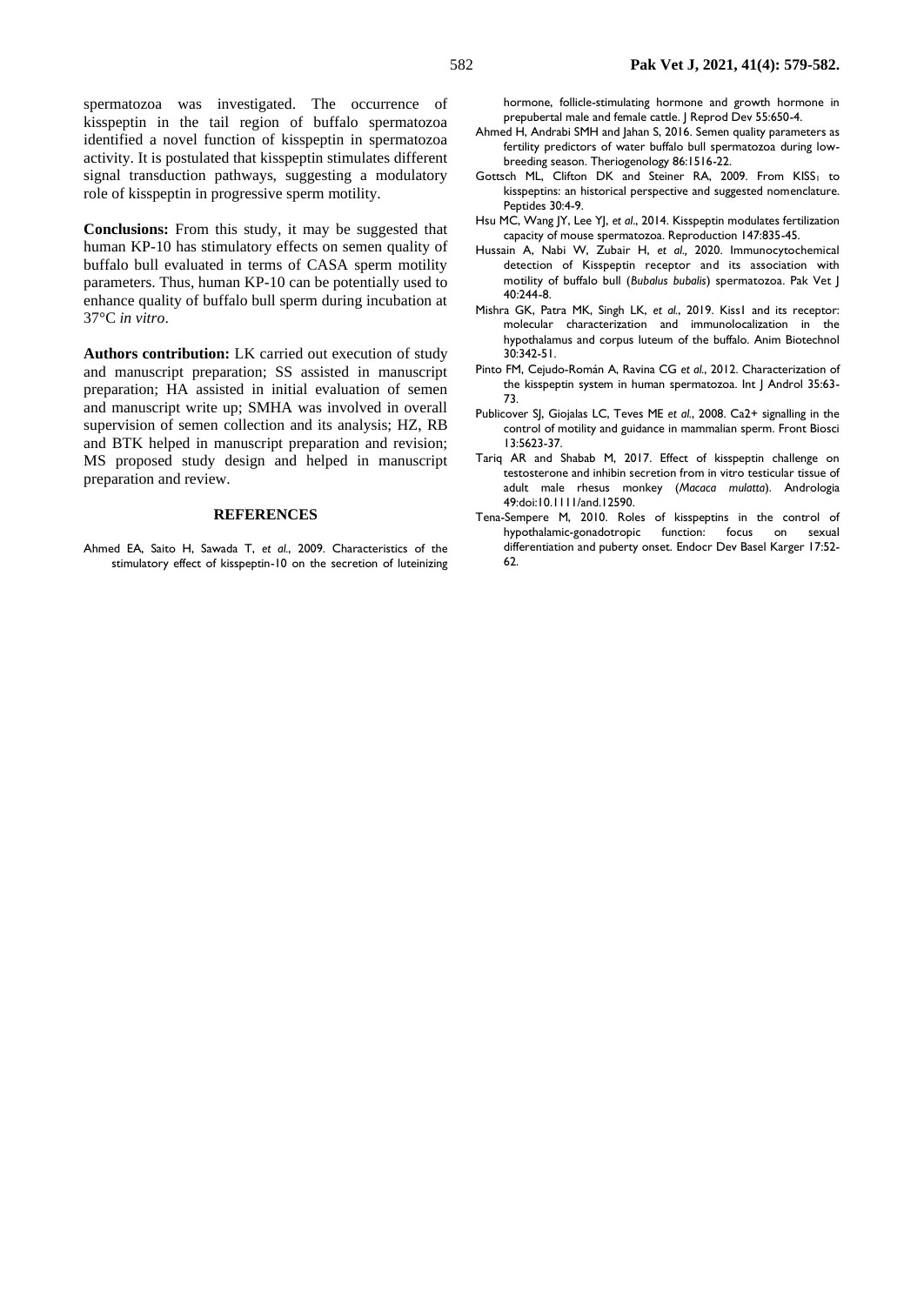spermatozoa was investigated. The occurrence of kisspeptin in the tail region of buffalo spermatozoa identified a novel function of kisspeptin in spermatozoa activity. It is postulated that kisspeptin stimulates different signal transduction pathways, suggesting a modulatory role of kisspeptin in progressive sperm motility.

**Conclusions:** From this study, it may be suggested that human KP-10 has stimulatory effects on semen quality of buffalo bull evaluated in terms of CASA sperm motility parameters. Thus, human KP-10 can be potentially used to enhance quality of buffalo bull sperm during incubation at 37°C *in vitro*.

**Authors contribution:** LK carried out execution of study and manuscript preparation; SS assisted in manuscript preparation; HA assisted in initial evaluation of semen and manuscript write up; SMHA was involved in overall supervision of semen collection and its analysis; HZ, RB and BTK helped in manuscript preparation and revision; MS proposed study design and helped in manuscript preparation and review.

## REFERENCES

Ahmed EA, Saito H, Sawada T, *et al.*, 2009. Characteristics of the stimulatory effect of kisspeptin-10 on the secretion of luteinizing hormone, follicle-stimulating hormone and growth hormone in prepubertal male and female cattle. J Reprod Dev 55:650-4.

Ahmed H, Andrabi SMH and Jahan S, 2016. Semen quality parameters as fertility predictors of water buffalo bull spermatozoa during low-breeding season. Theriogenology 86:1516-22.

Gottsch ML, Clifton DK and Steiner RA, 2009. From $KISS_1$ to kisspeptins: an historical perspective and suggested nomenclature. Peptides 30:4-9.

Hsu MC, Wang JY, Lee YJ, *et al.*, 2014. Kisspeptin modulates fertilization capacity of mouse spermatozoa. Reproduction 147:835-45.

Hussain A, Nabi W, Zubair H, *et al.*, 2020. Immunocytochemical detection of Kisspeptin receptor and its association with motility of buffalo bull (*Bubalus bubalis*) spermatozoa. Pak Vet J 40:244-8.

Mishra GK, Patra MK, Singh LK, *et al.*, 2019. Kiss1 and its receptor: molecular characterization and immunolocalization in the hypothalamus and corpus luteum of the buffalo. Anim Biotechnol 30:342-51.

Pinto FM, Cejudo-Román A, Ravina CG *et al.*, 2012. Characterization of the kisspeptin system in human spermatozoa. Int J Androl 35:63-73.

Publicover SJ, Giojalas LC, Teves ME *et al.*, 2008. Ca2+ signalling in the control of motility and guidance in mammalian sperm. Front Biosci 13:5623-37.

Tariq AR and Shabab M, 2017. Effect of kisspeptin challenge on testosterone and inhibin secretion from in vitro testicular tissue of adult male rhesus monkey (*Macaca mulatta*). Andrologia 49:doi:10.1111/and.12590.

Tena-Sempere M, 2010. Roles of kisspeptins in the control of hypothalamic-gonadotropic function: focus on sexual differentiation and puberty onset. Endocr Dev Basel Karger 17:52-62.